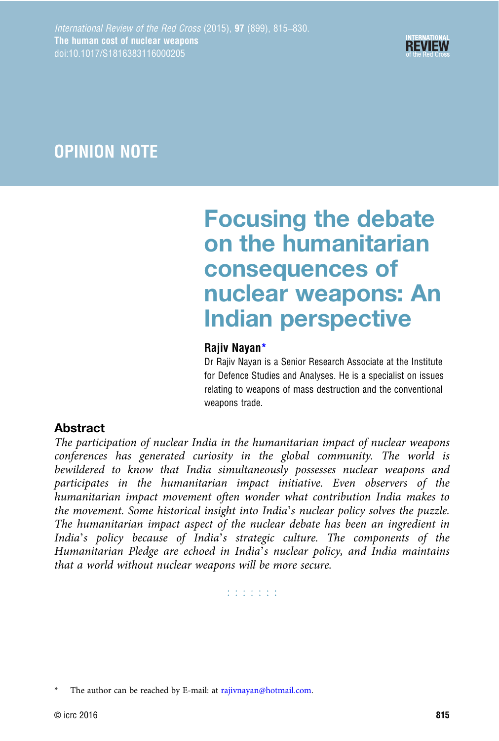OPINION NOTE

# Focusing the debate on the humanitarian consequences of nuclear weapons: An Indian perspective

**Rajiv Nayan***

Dr Rajiv Nayan is a Senior Research Associate at the Institute for Defence Studies and Analyses. He is a specialist on issues relating to weapons of mass destruction and the conventional weapons trade.

## Abstract

*The participation of nuclear India in the humanitarian impact of nuclear weapons conferences has generated curiosity in the global community. The world is bewildered to know that India simultaneously possesses nuclear weapons and participates in the humanitarian impact initiative. Even observers of the humanitarian impact movement often wonder what contribution India makes to the movement. Some historical insight into India's nuclear policy solves the puzzle. The humanitarian impact aspect of the nuclear debate has been an ingredient in India's policy because of India's strategic culture. The components of the Humanitarian Pledge are echoed in India's nuclear policy, and India maintains that a world without nuclear weapons will be more secure.*

\* The author can be reached by E-mail: at rajivnayan@hotmail.com.

© icrc 2016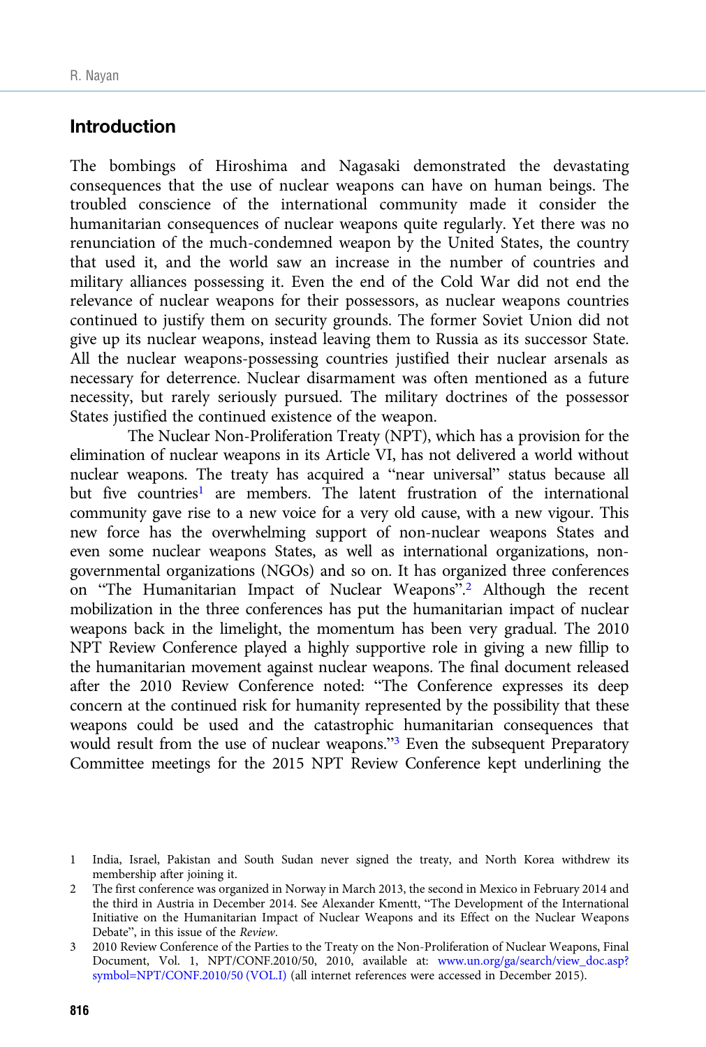## Introduction

The bombings of Hiroshima and Nagasaki demonstrated the devastating consequences that the use of nuclear weapons can have on human beings. The troubled conscience of the international community made it consider the humanitarian consequences of nuclear weapons quite regularly. Yet there was no renunciation of the much-condemned weapon by the United States, the country that used it, and the world saw an increase in the number of countries and military alliances possessing it. Even the end of the Cold War did not end the relevance of nuclear weapons for their possessors, as nuclear weapons countries continued to justify them on security grounds. The former Soviet Union did not give up its nuclear weapons, instead leaving them to Russia as its successor State. All the nuclear weapons-possessing countries justified their nuclear arsenals as necessary for deterrence. Nuclear disarmament was often mentioned as a future necessity, but rarely seriously pursued. The military doctrines of the possessor States justified the continued existence of the weapon.

The Nuclear Non-Proliferation Treaty (NPT), which has a provision for the elimination of nuclear weapons in its Article VI, has not delivered a world without nuclear weapons. The treaty has acquired a "near universal" status because all but five countries[1] are members. The latent frustration of the international community gave rise to a new voice for a very old cause, with a new vigour. This new force has the overwhelming support of non-nuclear weapons States and even some nuclear weapons States, as well as international organizations, non-governmental organizations (NGOs) and so on. It has organized three conferences on "The Humanitarian Impact of Nuclear Weapons".[2] Although the recent mobilization in the three conferences has put the humanitarian impact of nuclear weapons back in the limelight, the momentum has been very gradual. The 2010 NPT Review Conference played a highly supportive role in giving a new fillip to the humanitarian movement against nuclear weapons. The final document released after the 2010 Review Conference noted: "The Conference expresses its deep concern at the continued risk for humanity represented by the possibility that these weapons could be used and the catastrophic humanitarian consequences that would result from the use of nuclear weapons."[3] Even the subsequent Preparatory Committee meetings for the 2015 NPT Review Conference kept underlining the

---

1 India, Israel, Pakistan and South Sudan never signed the treaty, and North Korea withdrew its membership after joining it.

2 The first conference was organized in Norway in March 2013, the second in Mexico in February 2014 and the third in Austria in December 2014. See Alexander Kmentt, "The Development of the International Initiative on the Humanitarian Impact of Nuclear Weapons and its Effect on the Nuclear Weapons Debate", in this issue of the *Review*.

3 2010 Review Conference of the Parties to the Treaty on the Non-Proliferation of Nuclear Weapons, Final Document, Vol. 1, NPT/CONF.2010/50, 2010, available at: www.un.org/ga/search/view_doc.asp?symbol=NPT/CONF.2010/50 (VOL.I) (all internet references were accessed in December 2015).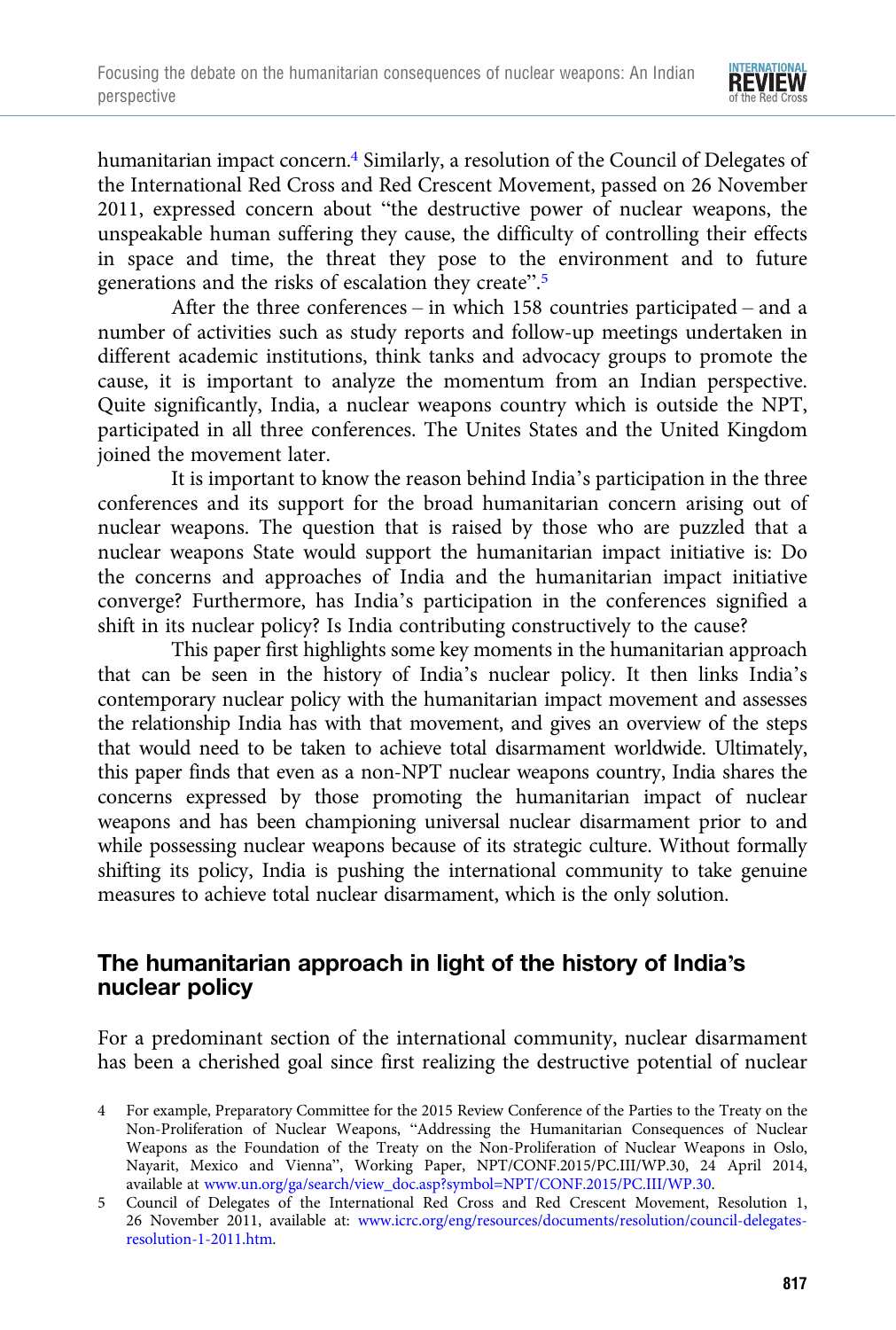humanitarian impact concern.[4] Similarly, a resolution of the Council of Delegates of the International Red Cross and Red Crescent Movement, passed on 26 November 2011, expressed concern about "the destructive power of nuclear weapons, the unspeakable human suffering they cause, the difficulty of controlling their effects in space and time, the threat they pose to the environment and to future generations and the risks of escalation they create".[5]

After the three conferences – in which 158 countries participated – and a number of activities such as study reports and follow-up meetings undertaken in different academic institutions, think tanks and advocacy groups to promote the cause, it is important to analyze the momentum from an Indian perspective. Quite significantly, India, a nuclear weapons country which is outside the NPT, participated in all three conferences. The Unites States and the United Kingdom joined the movement later.

It is important to know the reason behind India's participation in the three conferences and its support for the broad humanitarian concern arising out of nuclear weapons. The question that is raised by those who are puzzled that a nuclear weapons State would support the humanitarian impact initiative is: Do the concerns and approaches of India and the humanitarian impact initiative converge? Furthermore, has India's participation in the conferences signified a shift in its nuclear policy? Is India contributing constructively to the cause?

This paper first highlights some key moments in the humanitarian approach that can be seen in the history of India's nuclear policy. It then links India's contemporary nuclear policy with the humanitarian impact movement and assesses the relationship India has with that movement, and gives an overview of the steps that would need to be taken to achieve total disarmament worldwide. Ultimately, this paper finds that even as a non-NPT nuclear weapons country, India shares the concerns expressed by those promoting the humanitarian impact of nuclear weapons and has been championing universal nuclear disarmament prior to and while possessing nuclear weapons because of its strategic culture. Without formally shifting its policy, India is pushing the international community to take genuine measures to achieve total nuclear disarmament, which is the only solution.

## The humanitarian approach in light of the history of India's nuclear policy

For a predominant section of the international community, nuclear disarmament has been a cherished goal since first realizing the destructive potential of nuclear

4 For example, Preparatory Committee for the 2015 Review Conference of the Parties to the Treaty on the Non-Proliferation of Nuclear Weapons, "Addressing the Humanitarian Consequences of Nuclear Weapons as the Foundation of the Treaty on the Non-Proliferation of Nuclear Weapons in Oslo, Nayarit, Mexico and Vienna", Working Paper, NPT/CONF.2015/PC.III/WP.30, 24 April 2014, available at www.un.org/ga/search/view_doc.asp?symbol=NPT/CONF.2015/PC.III/WP.30.

5 Council of Delegates of the International Red Cross and Red Crescent Movement, Resolution 1, 26 November 2011, available at: www.icrc.org/eng/resources/documents/resolution/council-delegates-resolution-1-2011.htm.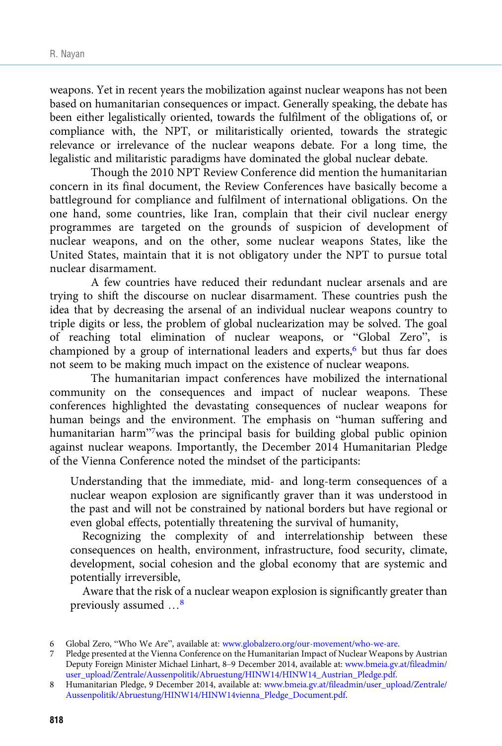weapons. Yet in recent years the mobilization against nuclear weapons has not been based on humanitarian consequences or impact. Generally speaking, the debate has been either legalistically oriented, towards the fulfilment of the obligations of, or compliance with, the NPT, or militaristically oriented, towards the strategic relevance or irrelevance of the nuclear weapons debate. For a long time, the legalistic and militaristic paradigms have dominated the global nuclear debate.

Though the 2010 NPT Review Conference did mention the humanitarian concern in its final document, the Review Conferences have basically become a battleground for compliance and fulfilment of international obligations. On the one hand, some countries, like Iran, complain that their civil nuclear energy programmes are targeted on the grounds of suspicion of development of nuclear weapons, and on the other, some nuclear weapons States, like the United States, maintain that it is not obligatory under the NPT to pursue total nuclear disarmament.

A few countries have reduced their redundant nuclear arsenals and are trying to shift the discourse on nuclear disarmament. These countries push the idea that by decreasing the arsenal of an individual nuclear weapons country to triple digits or less, the problem of global nuclearization may be solved. The goal of reaching total elimination of nuclear weapons, or "Global Zero", is championed by a group of international leaders and experts,[6] but thus far does not seem to be making much impact on the existence of nuclear weapons.

The humanitarian impact conferences have mobilized the international community on the consequences and impact of nuclear weapons. These conferences highlighted the devastating consequences of nuclear weapons for human beings and the environment. The emphasis on "human suffering and humanitarian harm"[7] was the principal basis for building global public opinion against nuclear weapons. Importantly, the December 2014 Humanitarian Pledge of the Vienna Conference noted the mindset of the participants:

> Understanding that the immediate, mid- and long-term consequences of a nuclear weapon explosion are significantly graver than it was understood in the past and will not be constrained by national borders but have regional or even global effects, potentially threatening the survival of humanity,
>
> Recognizing the complexity of and interrelationship between these consequences on health, environment, infrastructure, food security, climate, development, social cohesion and the global economy that are systemic and potentially irreversible,
>
> Aware that the risk of a nuclear weapon explosion is significantly greater than previously assumed …[8]

6 Global Zero, "Who We Are", available at: www.globalzero.org/our-movement/who-we-are.

7 Pledge presented at the Vienna Conference on the Humanitarian Impact of Nuclear Weapons by Austrian Deputy Foreign Minister Michael Linhart, 8–9 December 2014, available at: www.bmeia.gv.at/fileadmin/user_upload/Zentrale/Aussenpolitik/Abruestung/HINW14/HINW14_Austrian_Pledge.pdf.

8 Humanitarian Pledge, 9 December 2014, available at: www.bmeia.gv.at/fileadmin/user_upload/Zentrale/Aussenpolitik/Abruestung/HINW14/HINW14vienna_Pledge_Document.pdf.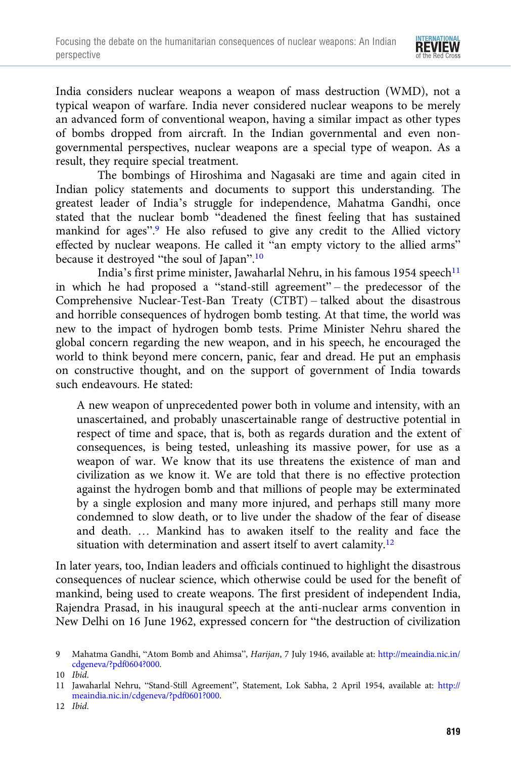India considers nuclear weapons a weapon of mass destruction (WMD), not a typical weapon of warfare. India never considered nuclear weapons to be merely an advanced form of conventional weapon, having a similar impact as other types of bombs dropped from aircraft. In the Indian governmental and even non-governmental perspectives, nuclear weapons are a special type of weapon. As a result, they require special treatment.

The bombings of Hiroshima and Nagasaki are time and again cited in Indian policy statements and documents to support this understanding. The greatest leader of India's struggle for independence, Mahatma Gandhi, once stated that the nuclear bomb "deadened the finest feeling that has sustained mankind for ages".[9] He also refused to give any credit to the Allied victory effected by nuclear weapons. He called it "an empty victory to the allied arms" because it destroyed "the soul of Japan".[10]

India's first prime minister, Jawaharlal Nehru, in his famous 1954 speech[11] in which he had proposed a "stand-still agreement" – the predecessor of the Comprehensive Nuclear-Test-Ban Treaty (CTBT) – talked about the disastrous and horrible consequences of hydrogen bomb testing. At that time, the world was new to the impact of hydrogen bomb tests. Prime Minister Nehru shared the global concern regarding the new weapon, and in his speech, he encouraged the world to think beyond mere concern, panic, fear and dread. He put an emphasis on constructive thought, and on the support of government of India towards such endeavours. He stated:

> A new weapon of unprecedented power both in volume and intensity, with an unascertained, and probably unascertainable range of destructive potential in respect of time and space, that is, both as regards duration and the extent of consequences, is being tested, unleashing its massive power, for use as a weapon of war. We know that its use threatens the existence of man and civilization as we know it. We are told that there is no effective protection against the hydrogen bomb and that millions of people may be exterminated by a single explosion and many more injured, and perhaps still many more condemned to slow death, or to live under the shadow of the fear of disease and death. … Mankind has to awaken itself to the reality and face the situation with determination and assert itself to avert calamity.[12]

In later years, too, Indian leaders and officials continued to highlight the disastrous consequences of nuclear science, which otherwise could be used for the benefit of mankind, being used to create weapons. The first president of independent India, Rajendra Prasad, in his inaugural speech at the anti-nuclear arms convention in New Delhi on 16 June 1962, expressed concern for "the destruction of civilization

---

9 Mahatma Gandhi, "Atom Bomb and Ahimsa", *Harijan*, 7 July 1946, available at: http://meaindia.nic.in/cdgeneva/?pdf0604?000.

10 *Ibid.*

11 Jawaharlal Nehru, "Stand-Still Agreement", Statement, Lok Sabha, 2 April 1954, available at: http://meaindia.nic.in/cdgeneva/?pdf0601?000.

12 *Ibid.*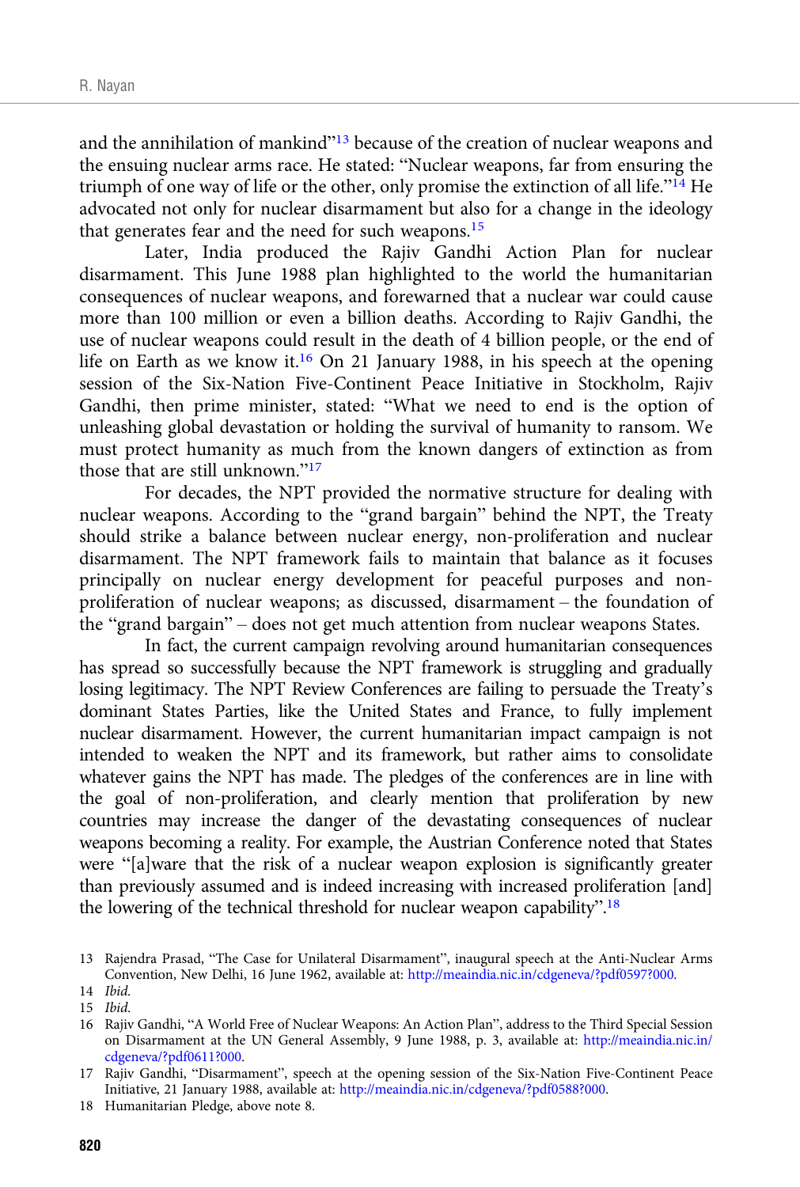and the annihilation of mankind"[13] because of the creation of nuclear weapons and the ensuing nuclear arms race. He stated: "Nuclear weapons, far from ensuring the triumph of one way of life or the other, only promise the extinction of all life."[14] He advocated not only for nuclear disarmament but also for a change in the ideology that generates fear and the need for such weapons.[15]

Later, India produced the Rajiv Gandhi Action Plan for nuclear disarmament. This June 1988 plan highlighted to the world the humanitarian consequences of nuclear weapons, and forewarned that a nuclear war could cause more than 100 million or even a billion deaths. According to Rajiv Gandhi, the use of nuclear weapons could result in the death of 4 billion people, or the end of life on Earth as we know it.[16] On 21 January 1988, in his speech at the opening session of the Six-Nation Five-Continent Peace Initiative in Stockholm, Rajiv Gandhi, then prime minister, stated: "What we need to end is the option of unleashing global devastation or holding the survival of humanity to ransom. We must protect humanity as much from the known dangers of extinction as from those that are still unknown."[17]

For decades, the NPT provided the normative structure for dealing with nuclear weapons. According to the "grand bargain" behind the NPT, the Treaty should strike a balance between nuclear energy, non-proliferation and nuclear disarmament. The NPT framework fails to maintain that balance as it focuses principally on nuclear energy development for peaceful purposes and non-proliferation of nuclear weapons; as discussed, disarmament – the foundation of the "grand bargain" – does not get much attention from nuclear weapons States.

In fact, the current campaign revolving around humanitarian consequences has spread so successfully because the NPT framework is struggling and gradually losing legitimacy. The NPT Review Conferences are failing to persuade the Treaty's dominant States Parties, like the United States and France, to fully implement nuclear disarmament. However, the current humanitarian impact campaign is not intended to weaken the NPT and its framework, but rather aims to consolidate whatever gains the NPT has made. The pledges of the conferences are in line with the goal of non-proliferation, and clearly mention that proliferation by new countries may increase the danger of the devastating consequences of nuclear weapons becoming a reality. For example, the Austrian Conference noted that States were "[a]ware that the risk of a nuclear weapon explosion is significantly greater than previously assumed and is indeed increasing with increased proliferation [and] the lowering of the technical threshold for nuclear weapon capability".[18]

---

13 Rajendra Prasad, "The Case for Unilateral Disarmament", inaugural speech at the Anti-Nuclear Arms Convention, New Delhi, 16 June 1962, available at: http://meaindia.nic.in/cdgeneva/?pdf0597?000.

14 *Ibid.*

15 *Ibid.*

16 Rajiv Gandhi, "A World Free of Nuclear Weapons: An Action Plan", address to the Third Special Session on Disarmament at the UN General Assembly, 9 June 1988, p. 3, available at: http://meaindia.nic.in/cdgeneva/?pdf0611?000.

17 Rajiv Gandhi, "Disarmament", speech at the opening session of the Six-Nation Five-Continent Peace Initiative, 21 January 1988, available at: http://meaindia.nic.in/cdgeneva/?pdf0588?000.

18 Humanitarian Pledge, above note 8.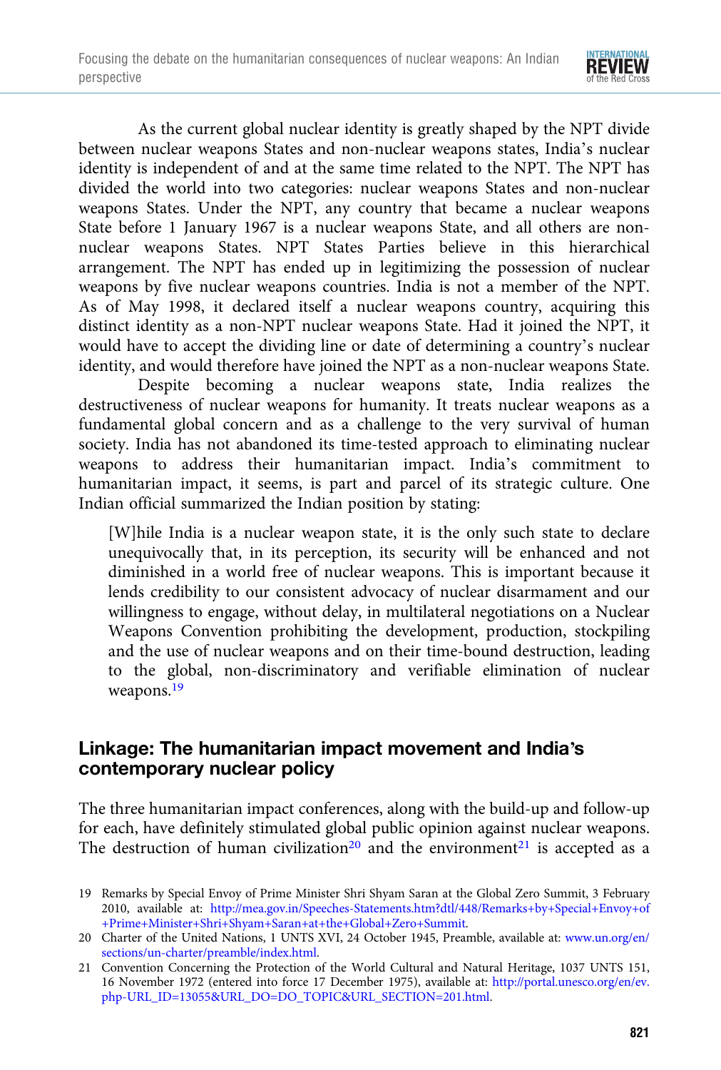As the current global nuclear identity is greatly shaped by the NPT divide between nuclear weapons States and non-nuclear weapons states, India's nuclear identity is independent of and at the same time related to the NPT. The NPT has divided the world into two categories: nuclear weapons States and non-nuclear weapons States. Under the NPT, any country that became a nuclear weapons State before 1 January 1967 is a nuclear weapons State, and all others are non-nuclear weapons States. NPT States Parties believe in this hierarchical arrangement. The NPT has ended up in legitimizing the possession of nuclear weapons by five nuclear weapons countries. India is not a member of the NPT. As of May 1998, it declared itself a nuclear weapons country, acquiring this distinct identity as a non-NPT nuclear weapons State. Had it joined the NPT, it would have to accept the dividing line or date of determining a country's nuclear identity, and would therefore have joined the NPT as a non-nuclear weapons State.

Despite becoming a nuclear weapons state, India realizes the destructiveness of nuclear weapons for humanity. It treats nuclear weapons as a fundamental global concern and as a challenge to the very survival of human society. India has not abandoned its time-tested approach to eliminating nuclear weapons to address their humanitarian impact. India's commitment to humanitarian impact, it seems, is part and parcel of its strategic culture. One Indian official summarized the Indian position by stating:

> [W]hile India is a nuclear weapon state, it is the only such state to declare unequivocally that, in its perception, its security will be enhanced and not diminished in a world free of nuclear weapons. This is important because it lends credibility to our consistent advocacy of nuclear disarmament and our willingness to engage, without delay, in multilateral negotiations on a Nuclear Weapons Convention prohibiting the development, production, stockpiling and the use of nuclear weapons and on their time-bound destruction, leading to the global, non-discriminatory and verifiable elimination of nuclear weapons.[19]

## Linkage: The humanitarian impact movement and India's contemporary nuclear policy

The three humanitarian impact conferences, along with the build-up and follow-up for each, have definitely stimulated global public opinion against nuclear weapons. The destruction of human civilization[20] and the environment[21] is accepted as a

---

19 Remarks by Special Envoy of Prime Minister Shri Shyam Saran at the Global Zero Summit, 3 February 2010, available at: http://mea.gov.in/Speeches-Statements.htm?dtl/448/Remarks+by+Special+Envoy+of+Prime+Minister+Shri+Shyam+Saran+at+the+Global+Zero+Summit.

20 Charter of the United Nations, 1 UNTS XVI, 24 October 1945, Preamble, available at: www.un.org/en/sections/un-charter/preamble/index.html.

21 Convention Concerning the Protection of the World Cultural and Natural Heritage, 1037 UNTS 151, 16 November 1972 (entered into force 17 December 1975), available at: http://portal.unesco.org/en/ev.php-URL_ID=13055&URL_DO=DO_TOPIC&URL_SECTION=201.html.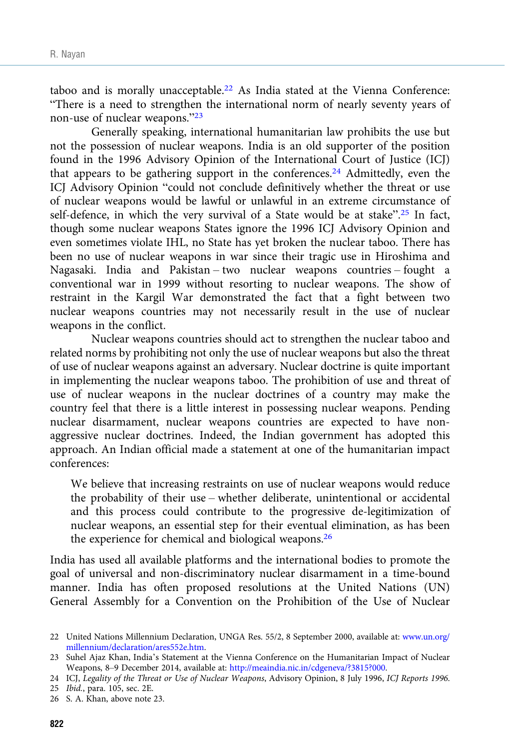taboo and is morally unacceptable.[22] As India stated at the Vienna Conference: "There is a need to strengthen the international norm of nearly seventy years of non-use of nuclear weapons."[23]

Generally speaking, international humanitarian law prohibits the use but not the possession of nuclear weapons. India is an old supporter of the position found in the 1996 Advisory Opinion of the International Court of Justice (ICJ) that appears to be gathering support in the conferences.[24] Admittedly, even the ICJ Advisory Opinion "could not conclude definitively whether the threat or use of nuclear weapons would be lawful or unlawful in an extreme circumstance of self-defence, in which the very survival of a State would be at stake".[25] In fact, though some nuclear weapons States ignore the 1996 ICJ Advisory Opinion and even sometimes violate IHL, no State has yet broken the nuclear taboo. There has been no use of nuclear weapons in war since their tragic use in Hiroshima and Nagasaki. India and Pakistan – two nuclear weapons countries – fought a conventional war in 1999 without resorting to nuclear weapons. The show of restraint in the Kargil War demonstrated the fact that a fight between two nuclear weapons countries may not necessarily result in the use of nuclear weapons in the conflict.

Nuclear weapons countries should act to strengthen the nuclear taboo and related norms by prohibiting not only the use of nuclear weapons but also the threat of use of nuclear weapons against an adversary. Nuclear doctrine is quite important in implementing the nuclear weapons taboo. The prohibition of use and threat of use of nuclear weapons in the nuclear doctrines of a country may make the country feel that there is a little interest in possessing nuclear weapons. Pending nuclear disarmament, nuclear weapons countries are expected to have non-aggressive nuclear doctrines. Indeed, the Indian government has adopted this approach. An Indian official made a statement at one of the humanitarian impact conferences:

> We believe that increasing restraints on use of nuclear weapons would reduce the probability of their use – whether deliberate, unintentional or accidental and this process could contribute to the progressive de-legitimization of nuclear weapons, an essential step for their eventual elimination, as has been the experience for chemical and biological weapons.[26]

India has used all available platforms and the international bodies to promote the goal of universal and non-discriminatory nuclear disarmament in a time-bound manner. India has often proposed resolutions at the United Nations (UN) General Assembly for a Convention on the Prohibition of the Use of Nuclear

---

22 United Nations Millennium Declaration, UNGA Res. 55/2, 8 September 2000, available at: www.un.org/millennium/declaration/ares552e.htm.

23 Suhel Ajaz Khan, India's Statement at the Vienna Conference on the Humanitarian Impact of Nuclear Weapons, 8–9 December 2014, available at: http://meaindia.nic.in/cdgeneva/?3815?000.

24 ICJ, *Legality of the Threat or Use of Nuclear Weapons*, Advisory Opinion, 8 July 1996, *ICJ Reports 1996*.

25 *Ibid.*, para. 105, sec. 2E.

26 S. A. Khan, above note 23.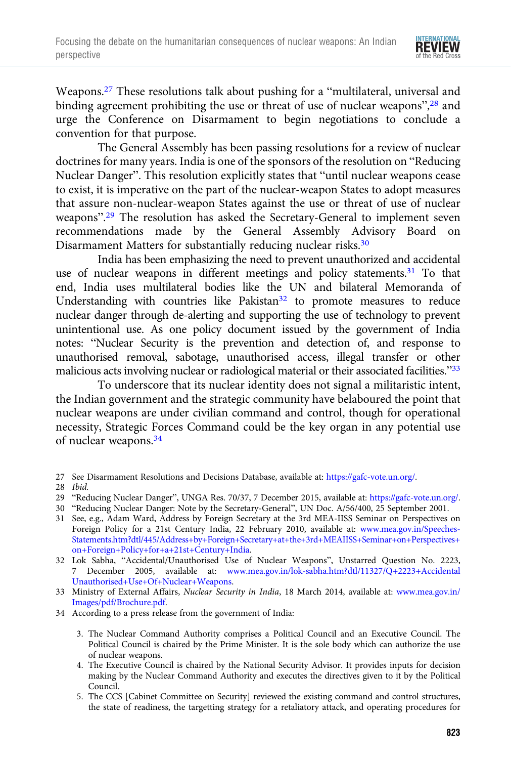Weapons.[27] These resolutions talk about pushing for a "multilateral, universal and binding agreement prohibiting the use or threat of use of nuclear weapons",[28] and urge the Conference on Disarmament to begin negotiations to conclude a convention for that purpose.

The General Assembly has been passing resolutions for a review of nuclear doctrines for many years. India is one of the sponsors of the resolution on "Reducing Nuclear Danger". This resolution explicitly states that "until nuclear weapons cease to exist, it is imperative on the part of the nuclear-weapon States to adopt measures that assure non-nuclear-weapon States against the use or threat of use of nuclear weapons".[29] The resolution has asked the Secretary-General to implement seven recommendations made by the General Assembly Advisory Board on Disarmament Matters for substantially reducing nuclear risks.[30]

India has been emphasizing the need to prevent unauthorized and accidental use of nuclear weapons in different meetings and policy statements.[31] To that end, India uses multilateral bodies like the UN and bilateral Memoranda of Understanding with countries like Pakistan[32] to promote measures to reduce nuclear danger through de-alerting and supporting the use of technology to prevent unintentional use. As one policy document issued by the government of India notes: "Nuclear Security is the prevention and detection of, and response to unauthorised removal, sabotage, unauthorised access, illegal transfer or other malicious acts involving nuclear or radiological material or their associated facilities."[33]

To underscore that its nuclear identity does not signal a militaristic intent, the Indian government and the strategic community have belaboured the point that nuclear weapons are under civilian command and control, though for operational necessity, Strategic Forces Command could be the key organ in any potential use of nuclear weapons.[34]

27 See Disarmament Resolutions and Decisions Database, available at: https://gafc-vote.un.org/.

28 *Ibid.*

29 "Reducing Nuclear Danger", UNGA Res. 70/37, 7 December 2015, available at: https://gafc-vote.un.org/.

30 "Reducing Nuclear Danger: Note by the Secretary-General", UN Doc. A/56/400, 25 September 2001.

31 See, e.g., Adam Ward, Address by Foreign Secretary at the 3rd MEA-IISS Seminar on Perspectives on Foreign Policy for a 21st Century India, 22 February 2010, available at: www.mea.gov.in/Speeches-Statements.htm?dtl/445/Address+by+Foreign+Secretary+at+the+3rd+MEAIISS+Seminar+on+Perspectives+on+Foreign+Policy+for+a+21st+Century+India.

32 Lok Sabha, "Accidental/Unauthorised Use of Nuclear Weapons", Unstarred Question No. 2223, 7 December 2005, available at: www.mea.gov.in/lok-sabha.htm?dtl/11327/Q+2223+Accidental Unauthorised+Use+Of+Nuclear+Weapons.

33 Ministry of External Affairs, *Nuclear Security in India*, 18 March 2014, available at: www.mea.gov.in/Images/pdf/Brochure.pdf.

34 According to a press release from the government of India:

> 3. The Nuclear Command Authority comprises a Political Council and an Executive Council. The Political Council is chaired by the Prime Minister. It is the sole body which can authorize the use of nuclear weapons.
>
> 4. The Executive Council is chaired by the National Security Advisor. It provides inputs for decision making by the Nuclear Command Authority and executes the directives given to it by the Political Council.
>
> 5. The CCS [Cabinet Committee on Security] reviewed the existing command and control structures, the state of readiness, the targetting strategy for a retaliatory attack, and operating procedures for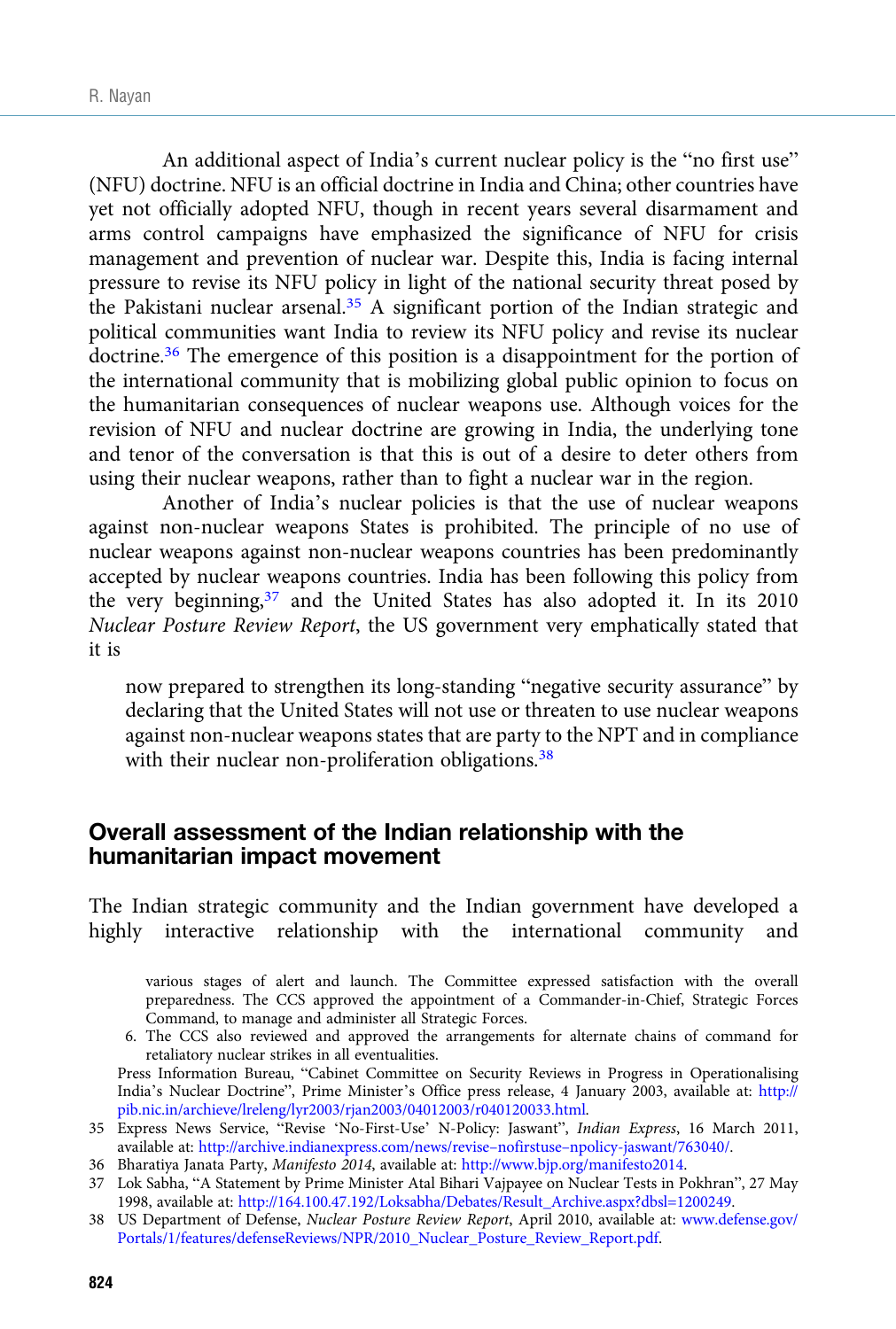An additional aspect of India's current nuclear policy is the "no first use" (NFU) doctrine. NFU is an official doctrine in India and China; other countries have yet not officially adopted NFU, though in recent years several disarmament and arms control campaigns have emphasized the significance of NFU for crisis management and prevention of nuclear war. Despite this, India is facing internal pressure to revise its NFU policy in light of the national security threat posed by the Pakistani nuclear arsenal.[35] A significant portion of the Indian strategic and political communities want India to review its NFU policy and revise its nuclear doctrine.[36] The emergence of this position is a disappointment for the portion of the international community that is mobilizing global public opinion to focus on the humanitarian consequences of nuclear weapons use. Although voices for the revision of NFU and nuclear doctrine are growing in India, the underlying tone and tenor of the conversation is that this is out of a desire to deter others from using their nuclear weapons, rather than to fight a nuclear war in the region.

Another of India's nuclear policies is that the use of nuclear weapons against non-nuclear weapons States is prohibited. The principle of no use of nuclear weapons against non-nuclear weapons countries has been predominantly accepted by nuclear weapons countries. India has been following this policy from the very beginning,[37] and the United States has also adopted it. In its 2010 *Nuclear Posture Review Report*, the US government very emphatically stated that it is

> now prepared to strengthen its long-standing "negative security assurance" by declaring that the United States will not use or threaten to use nuclear weapons against non-nuclear weapons states that are party to the NPT and in compliance with their nuclear non-proliferation obligations.[38]

## Overall assessment of the Indian relationship with the humanitarian impact movement

The Indian strategic community and the Indian government have developed a highly interactive relationship with the international community and

---

various stages of alert and launch. The Committee expressed satisfaction with the overall preparedness. The CCS approved the appointment of a Commander-in-Chief, Strategic Forces Command, to manage and administer all Strategic Forces.

6. The CCS also reviewed and approved the arrangements for alternate chains of command for retaliatory nuclear strikes in all eventualities.

Press Information Bureau, "Cabinet Committee on Security Reviews in Progress in Operationalising India's Nuclear Doctrine", Prime Minister's Office press release, 4 January 2003, available at: http://pib.nic.in/archieve/lreleng/lyr2003/rjan2003/04012003/r040120033.html.

35 Express News Service, "Revise 'No-First-Use' N-Policy: Jaswant", *Indian Express*, 16 March 2011, available at: http://archive.indianexpress.com/news/revise–nofirstuse–npolicy-jaswant/763040/.

36 Bharatiya Janata Party, *Manifesto 2014*, available at: http://www.bjp.org/manifesto2014.

37 Lok Sabha, "A Statement by Prime Minister Atal Bihari Vajpayee on Nuclear Tests in Pokhran", 27 May 1998, available at: http://164.100.47.192/Loksabha/Debates/Result_Archive.aspx?dbsl=1200249.

38 US Department of Defense, *Nuclear Posture Review Report*, April 2010, available at: www.defense.gov/Portals/1/features/defenseReviews/NPR/2010_Nuclear_Posture_Review_Report.pdf.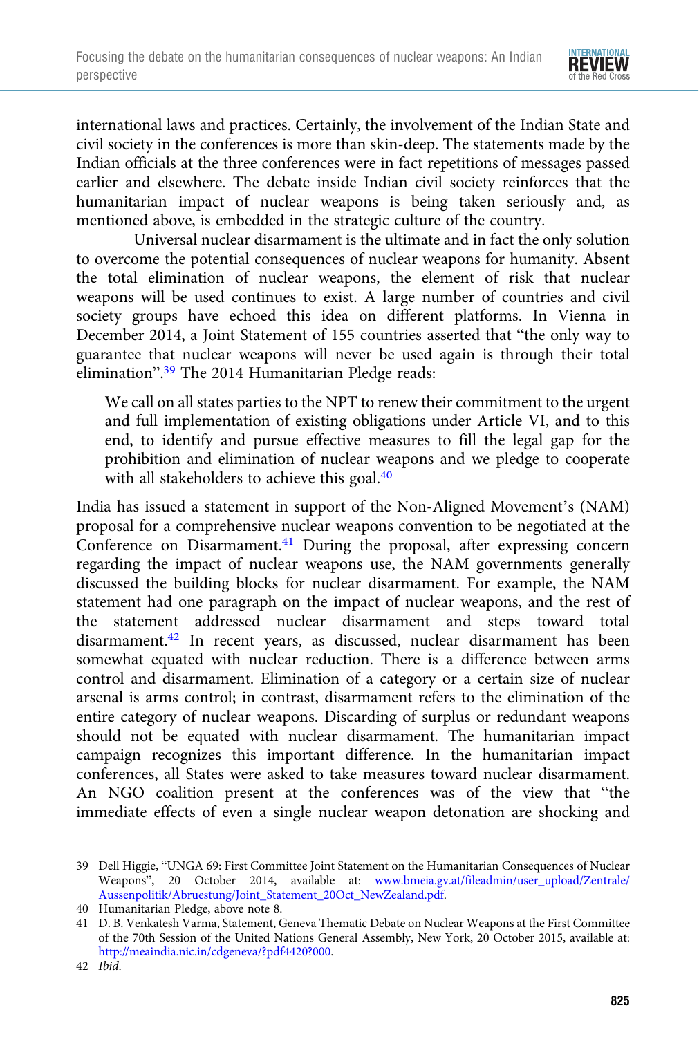international laws and practices. Certainly, the involvement of the Indian State and civil society in the conferences is more than skin-deep. The statements made by the Indian officials at the three conferences were in fact repetitions of messages passed earlier and elsewhere. The debate inside Indian civil society reinforces that the humanitarian impact of nuclear weapons is being taken seriously and, as mentioned above, is embedded in the strategic culture of the country.

Universal nuclear disarmament is the ultimate and in fact the only solution to overcome the potential consequences of nuclear weapons for humanity. Absent the total elimination of nuclear weapons, the element of risk that nuclear weapons will be used continues to exist. A large number of countries and civil society groups have echoed this idea on different platforms. In Vienna in December 2014, a Joint Statement of 155 countries asserted that "the only way to guarantee that nuclear weapons will never be used again is through their total elimination".[39] The 2014 Humanitarian Pledge reads:

> We call on all states parties to the NPT to renew their commitment to the urgent and full implementation of existing obligations under Article VI, and to this end, to identify and pursue effective measures to fill the legal gap for the prohibition and elimination of nuclear weapons and we pledge to cooperate with all stakeholders to achieve this goal.[40]

India has issued a statement in support of the Non-Aligned Movement's (NAM) proposal for a comprehensive nuclear weapons convention to be negotiated at the Conference on Disarmament.[41] During the proposal, after expressing concern regarding the impact of nuclear weapons use, the NAM governments generally discussed the building blocks for nuclear disarmament. For example, the NAM statement had one paragraph on the impact of nuclear weapons, and the rest of the statement addressed nuclear disarmament and steps toward total disarmament.[42] In recent years, as discussed, nuclear disarmament has been somewhat equated with nuclear reduction. There is a difference between arms control and disarmament. Elimination of a category or a certain size of nuclear arsenal is arms control; in contrast, disarmament refers to the elimination of the entire category of nuclear weapons. Discarding of surplus or redundant weapons should not be equated with nuclear disarmament. The humanitarian impact campaign recognizes this important difference. In the humanitarian impact conferences, all States were asked to take measures toward nuclear disarmament. An NGO coalition present at the conferences was of the view that "the immediate effects of even a single nuclear weapon detonation are shocking and

---

39 Dell Higgie, "UNGA 69: First Committee Joint Statement on the Humanitarian Consequences of Nuclear Weapons", 20 October 2014, available at: www.bmeia.gv.at/fileadmin/user_upload/Zentrale/Aussenpolitik/Abruestung/Joint_Statement_20Oct_NewZealand.pdf.

40 Humanitarian Pledge, above note 8.

41 D. B. Venkatesh Varma, Statement, Geneva Thematic Debate on Nuclear Weapons at the First Committee of the 70th Session of the United Nations General Assembly, New York, 20 October 2015, available at: http://meaindia.nic.in/cdgeneva/?pdf4420?000.

42 *Ibid.*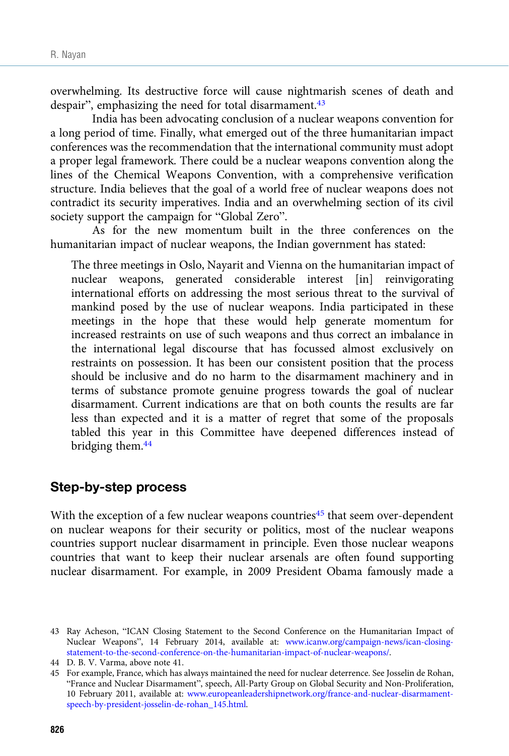overwhelming. Its destructive force will cause nightmarish scenes of death and despair", emphasizing the need for total disarmament.[43]

India has been advocating conclusion of a nuclear weapons convention for a long period of time. Finally, what emerged out of the three humanitarian impact conferences was the recommendation that the international community must adopt a proper legal framework. There could be a nuclear weapons convention along the lines of the Chemical Weapons Convention, with a comprehensive verification structure. India believes that the goal of a world free of nuclear weapons does not contradict its security imperatives. India and an overwhelming section of its civil society support the campaign for "Global Zero".

As for the new momentum built in the three conferences on the humanitarian impact of nuclear weapons, the Indian government has stated:

> The three meetings in Oslo, Nayarit and Vienna on the humanitarian impact of nuclear weapons, generated considerable interest [in] reinvigorating international efforts on addressing the most serious threat to the survival of mankind posed by the use of nuclear weapons. India participated in these meetings in the hope that these would help generate momentum for increased restraints on use of such weapons and thus correct an imbalance in the international legal discourse that has focussed almost exclusively on restraints on possession. It has been our consistent position that the process should be inclusive and do no harm to the disarmament machinery and in terms of substance promote genuine progress towards the goal of nuclear disarmament. Current indications are that on both counts the results are far less than expected and it is a matter of regret that some of the proposals tabled this year in this Committee have deepened differences instead of bridging them.[44]

## Step-by-step process

With the exception of a few nuclear weapons countries[45] that seem over-dependent on nuclear weapons for their security or politics, most of the nuclear weapons countries support nuclear disarmament in principle. Even those nuclear weapons countries that want to keep their nuclear arsenals are often found supporting nuclear disarmament. For example, in 2009 President Obama famously made a

43 Ray Acheson, "ICAN Closing Statement to the Second Conference on the Humanitarian Impact of Nuclear Weapons", 14 February 2014, available at: www.icanw.org/campaign-news/ican-closing-statement-to-the-second-conference-on-the-humanitarian-impact-of-nuclear-weapons/.

44 D. B. V. Varma, above note 41.

45 For example, France, which has always maintained the need for nuclear deterrence. See Josselin de Rohan, "France and Nuclear Disarmament", speech, All-Party Group on Global Security and Non-Proliferation, 10 February 2011, available at: www.europeanleadershipnetwork.org/france-and-nuclear-disarmament-speech-by-president-josselin-de-rohan_145.html.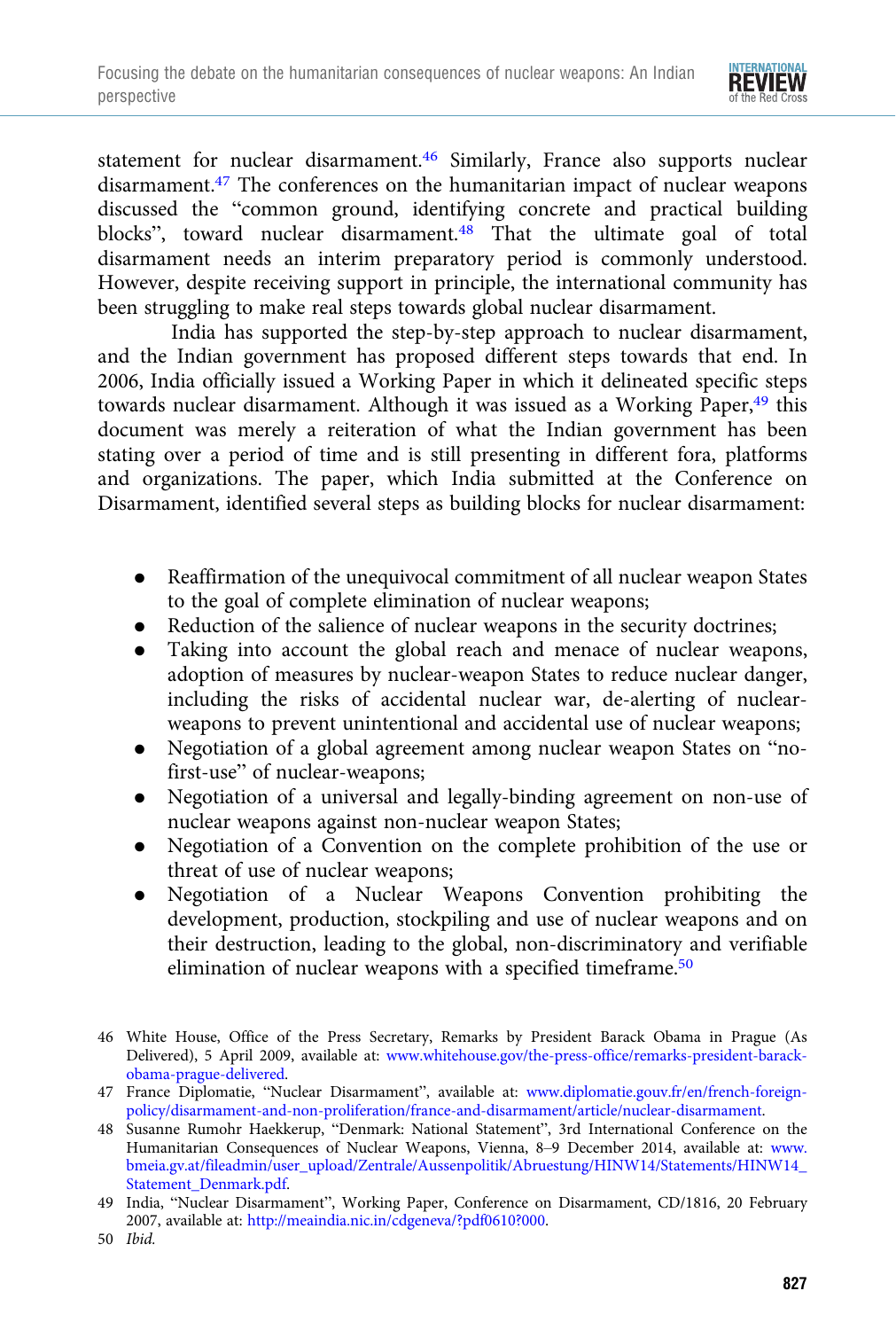statement for nuclear disarmament.[46] Similarly, France also supports nuclear disarmament.[47] The conferences on the humanitarian impact of nuclear weapons discussed the "common ground, identifying concrete and practical building blocks", toward nuclear disarmament.[48] That the ultimate goal of total disarmament needs an interim preparatory period is commonly understood. However, despite receiving support in principle, the international community has been struggling to make real steps towards global nuclear disarmament.

India has supported the step-by-step approach to nuclear disarmament, and the Indian government has proposed different steps towards that end. In 2006, India officially issued a Working Paper in which it delineated specific steps towards nuclear disarmament. Although it was issued as a Working Paper,[49] this document was merely a reiteration of what the Indian government has been stating over a period of time and is still presenting in different fora, platforms and organizations. The paper, which India submitted at the Conference on Disarmament, identified several steps as building blocks for nuclear disarmament:

- Reaffirmation of the unequivocal commitment of all nuclear weapon States to the goal of complete elimination of nuclear weapons;
- Reduction of the salience of nuclear weapons in the security doctrines;
- Taking into account the global reach and menace of nuclear weapons, adoption of measures by nuclear-weapon States to reduce nuclear danger, including the risks of accidental nuclear war, de-alerting of nuclear-weapons to prevent unintentional and accidental use of nuclear weapons;
- Negotiation of a global agreement among nuclear weapon States on "no-first-use" of nuclear-weapons;
- Negotiation of a universal and legally-binding agreement on non-use of nuclear weapons against non-nuclear weapon States;
- Negotiation of a Convention on the complete prohibition of the use or threat of use of nuclear weapons;
- Negotiation of a Nuclear Weapons Convention prohibiting the development, production, stockpiling and use of nuclear weapons and on their destruction, leading to the global, non-discriminatory and verifiable elimination of nuclear weapons with a specified timeframe.[50]

---

46 White House, Office of the Press Secretary, Remarks by President Barack Obama in Prague (As Delivered), 5 April 2009, available at: www.whitehouse.gov/the-press-office/remarks-president-barack-obama-prague-delivered.

47 France Diplomatie, "Nuclear Disarmament", available at: www.diplomatie.gouv.fr/en/french-foreign-policy/disarmament-and-non-proliferation/france-and-disarmament/article/nuclear-disarmament.

48 Susanne Rumohr Haekkerup, "Denmark: National Statement", 3rd International Conference on the Humanitarian Consequences of Nuclear Weapons, Vienna, 8–9 December 2014, available at: www.bmeia.gv.at/fileadmin/user_upload/Zentrale/Aussenpolitik/Abruestung/HINW14/Statements/HINW14_Statement_Denmark.pdf.

49 India, "Nuclear Disarmament", Working Paper, Conference on Disarmament, CD/1816, 20 February 2007, available at: http://meaindia.nic.in/cdgeneva/?pdf0610?000.

50 *Ibid.*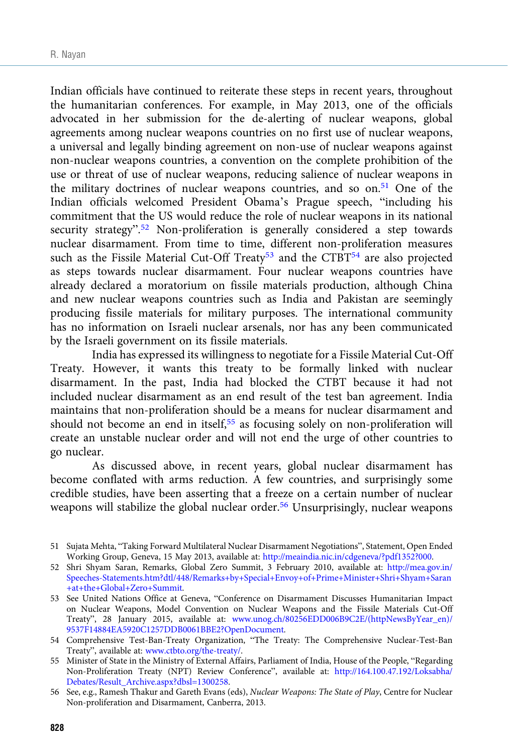Indian officials have continued to reiterate these steps in recent years, throughout the humanitarian conferences. For example, in May 2013, one of the officials advocated in her submission for the de-alerting of nuclear weapons, global agreements among nuclear weapons countries on no first use of nuclear weapons, a universal and legally binding agreement on non-use of nuclear weapons against non-nuclear weapons countries, a convention on the complete prohibition of the use or threat of use of nuclear weapons, reducing salience of nuclear weapons in the military doctrines of nuclear weapons countries, and so on.[51] One of the Indian officials welcomed President Obama's Prague speech, "including his commitment that the US would reduce the role of nuclear weapons in its national security strategy".[52] Non-proliferation is generally considered a step towards nuclear disarmament. From time to time, different non-proliferation measures such as the Fissile Material Cut-Off Treaty[53] and the CTBT[54] are also projected as steps towards nuclear disarmament. Four nuclear weapons countries have already declared a moratorium on fissile materials production, although China and new nuclear weapons countries such as India and Pakistan are seemingly producing fissile materials for military purposes. The international community has no information on Israeli nuclear arsenals, nor has any been communicated by the Israeli government on its fissile materials.

India has expressed its willingness to negotiate for a Fissile Material Cut-Off Treaty. However, it wants this treaty to be formally linked with nuclear disarmament. In the past, India had blocked the CTBT because it had not included nuclear disarmament as an end result of the test ban agreement. India maintains that non-proliferation should be a means for nuclear disarmament and should not become an end in itself,[55] as focusing solely on non-proliferation will create an unstable nuclear order and will not end the urge of other countries to go nuclear.

As discussed above, in recent years, global nuclear disarmament has become conflated with arms reduction. A few countries, and surprisingly some credible studies, have been asserting that a freeze on a certain number of nuclear weapons will stabilize the global nuclear order.[56] Unsurprisingly, nuclear weapons

51 Sujata Mehta, "Taking Forward Multilateral Nuclear Disarmament Negotiations", Statement, Open Ended Working Group, Geneva, 15 May 2013, available at: http://meaindia.nic.in/cdgeneva/?pdf1352?000.

52 Shri Shyam Saran, Remarks, Global Zero Summit, 3 February 2010, available at: http://mea.gov.in/Speeches-Statements.htm?dtl/448/Remarks+by+Special+Envoy+of+Prime+Minister+Shri+Shyam+Saran+at+the+Global+Zero+Summit.

53 See United Nations Office at Geneva, "Conference on Disarmament Discusses Humanitarian Impact on Nuclear Weapons, Model Convention on Nuclear Weapons and the Fissile Materials Cut-Off Treaty", 28 January 2015, available at: www.unog.ch/80256EDD006B9C2E/(httpNewsByYear_en)/9537F14884EA5920C1257DDB0061BBE2?OpenDocument.

54 Comprehensive Test-Ban-Treaty Organization, "The Treaty: The Comprehensive Nuclear-Test-Ban Treaty", available at: www.ctbto.org/the-treaty/.

55 Minister of State in the Ministry of External Affairs, Parliament of India, House of the People, "Regarding Non-Proliferation Treaty (NPT) Review Conference", available at: http://164.100.47.192/Loksabha/Debates/Result_Archive.aspx?dbsl=1300258.

56 See, e.g., Ramesh Thakur and Gareth Evans (eds), *Nuclear Weapons: The State of Play*, Centre for Nuclear Non-proliferation and Disarmament, Canberra, 2013.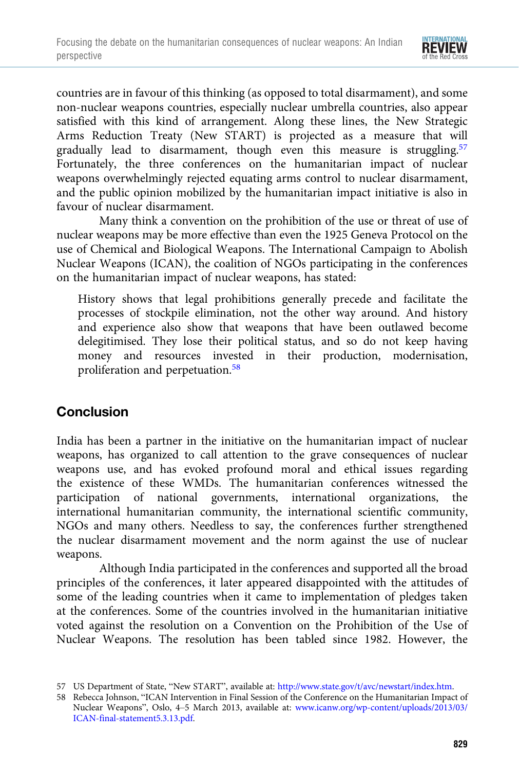countries are in favour of this thinking (as opposed to total disarmament), and some non-nuclear weapons countries, especially nuclear umbrella countries, also appear satisfied with this kind of arrangement. Along these lines, the New Strategic Arms Reduction Treaty (New START) is projected as a measure that will gradually lead to disarmament, though even this measure is struggling.[57] Fortunately, the three conferences on the humanitarian impact of nuclear weapons overwhelmingly rejected equating arms control to nuclear disarmament, and the public opinion mobilized by the humanitarian impact initiative is also in favour of nuclear disarmament.

Many think a convention on the prohibition of the use or threat of use of nuclear weapons may be more effective than even the 1925 Geneva Protocol on the use of Chemical and Biological Weapons. The International Campaign to Abolish Nuclear Weapons (ICAN), the coalition of NGOs participating in the conferences on the humanitarian impact of nuclear weapons, has stated:

> History shows that legal prohibitions generally precede and facilitate the processes of stockpile elimination, not the other way around. And history and experience also show that weapons that have been outlawed become delegitimised. They lose their political status, and so do not keep having money and resources invested in their production, modernisation, proliferation and perpetuation.[58]

## Conclusion

India has been a partner in the initiative on the humanitarian impact of nuclear weapons, has organized to call attention to the grave consequences of nuclear weapons use, and has evoked profound moral and ethical issues regarding the existence of these WMDs. The humanitarian conferences witnessed the participation of national governments, international organizations, the international humanitarian community, the international scientific community, NGOs and many others. Needless to say, the conferences further strengthened the nuclear disarmament movement and the norm against the use of nuclear weapons.

Although India participated in the conferences and supported all the broad principles of the conferences, it later appeared disappointed with the attitudes of some of the leading countries when it came to implementation of pledges taken at the conferences. Some of the countries involved in the humanitarian initiative voted against the resolution on a Convention on the Prohibition of the Use of Nuclear Weapons. The resolution has been tabled since 1982. However, the

---

57 US Department of State, "New START", available at: http://www.state.gov/t/avc/newstart/index.htm.

58 Rebecca Johnson, "ICAN Intervention in Final Session of the Conference on the Humanitarian Impact of Nuclear Weapons", Oslo, 4–5 March 2013, available at: www.icanw.org/wp-content/uploads/2013/03/ICAN-final-statement5.3.13.pdf.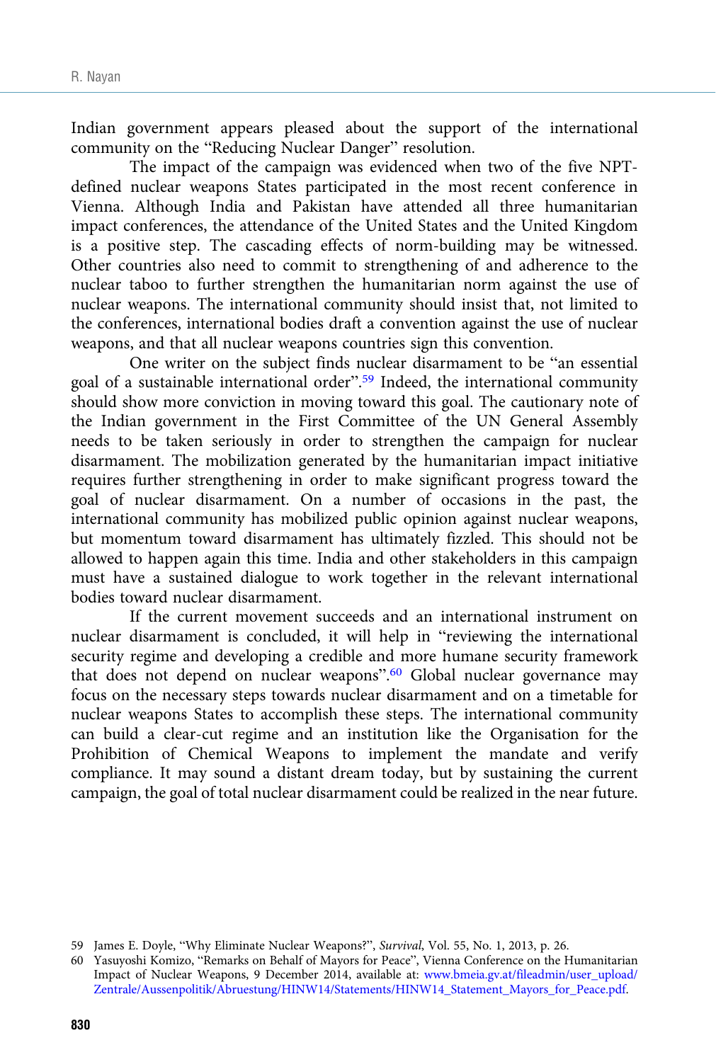Indian government appears pleased about the support of the international community on the "Reducing Nuclear Danger" resolution.

The impact of the campaign was evidenced when two of the five NPT-defined nuclear weapons States participated in the most recent conference in Vienna. Although India and Pakistan have attended all three humanitarian impact conferences, the attendance of the United States and the United Kingdom is a positive step. The cascading effects of norm-building may be witnessed. Other countries also need to commit to strengthening of and adherence to the nuclear taboo to further strengthen the humanitarian norm against the use of nuclear weapons. The international community should insist that, not limited to the conferences, international bodies draft a convention against the use of nuclear weapons, and that all nuclear weapons countries sign this convention.

One writer on the subject finds nuclear disarmament to be "an essential goal of a sustainable international order".[59] Indeed, the international community should show more conviction in moving toward this goal. The cautionary note of the Indian government in the First Committee of the UN General Assembly needs to be taken seriously in order to strengthen the campaign for nuclear disarmament. The mobilization generated by the humanitarian impact initiative requires further strengthening in order to make significant progress toward the goal of nuclear disarmament. On a number of occasions in the past, the international community has mobilized public opinion against nuclear weapons, but momentum toward disarmament has ultimately fizzled. This should not be allowed to happen again this time. India and other stakeholders in this campaign must have a sustained dialogue to work together in the relevant international bodies toward nuclear disarmament.

If the current movement succeeds and an international instrument on nuclear disarmament is concluded, it will help in "reviewing the international security regime and developing a credible and more humane security framework that does not depend on nuclear weapons".[60] Global nuclear governance may focus on the necessary steps towards nuclear disarmament and on a timetable for nuclear weapons States to accomplish these steps. The international community can build a clear-cut regime and an institution like the Organisation for the Prohibition of Chemical Weapons to implement the mandate and verify compliance. It may sound a distant dream today, but by sustaining the current campaign, the goal of total nuclear disarmament could be realized in the near future.

---

59 James E. Doyle, "Why Eliminate Nuclear Weapons?", *Survival*, Vol. 55, No. 1, 2013, p. 26.

60 Yasuyoshi Komizo, "Remarks on Behalf of Mayors for Peace", Vienna Conference on the Humanitarian Impact of Nuclear Weapons, 9 December 2014, available at: www.bmeia.gv.at/fileadmin/user_upload/Zentrale/Aussenpolitik/Abruestung/HINW14/Statements/HINW14_Statement_Mayors_for_Peace.pdf.